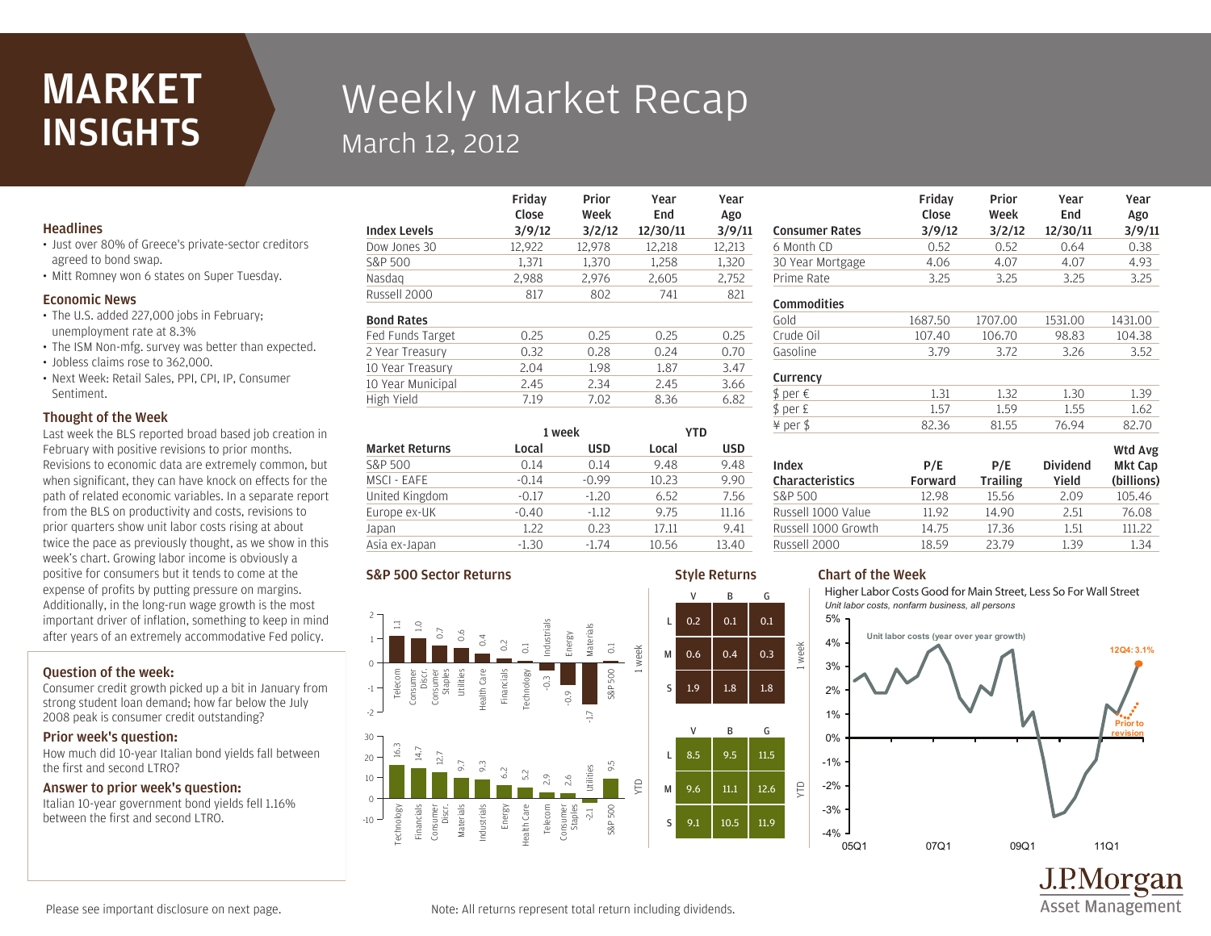# MARKET INSIGHTS

# Weekly Market Recap

March 12, 2012

## Headlines

- Just over 80% of Greece's private-sector creditors agreed to bond swap.
- Mitt Romney won 6 states on Super Tuesday.

## Economic News

- The U.S. added 227,000 jobs in February; unemployment rate at 8.3%
- The ISM Non-mfg. survey was better than expected.
- Jobless claims rose to 362,000.
- Next Week: Retail Sales, PPI, CPI, IP, Consumer Sentiment.

## Thought of the Week

Last week the BLS reported broad based job creation in February with positive revisions to prior months. Revisions to economic data are extremely common, but when significant, they can have knock on effects for the path of related economic variables. In a separate report from the BLS on productivity and costs, revisions to prior quarters show unit labor costs rising at about twice the pace as previously thought, as we show in this week's chart. Growing labor income is obviously a positive for consumers but it tends to come at the expense of profits by putting pressure on margins. Additionally, in the long-run wage growth is the most important driver of inflation, something to keep in mind after years of an extremely accommodative Fed policy.

## Question of the week:

Consumer credit growth picked up a bit in January from strong student loan demand; how far below the July 2008 peak is consumer credit outstanding?

## Prior week's question:

How much did 10-year Italian bond yields fall between the first and second LTRO?

## Answer to prior week's question:

Italian 10-year government bond yields fell 1.16% between the first and second LTRO.

| Index Levels | Friday Close 3/9/12 | Prior Week 3/2/12 | Year End 12/30/11 | Year Ago 3/9/11 |
|---|---|---|---|---|
| Dow Jones 30 | 12,922 | 12,978 | 12,218 | 12,213 |
| S&P 500 | 1,371 | 1,370 | 1,258 | 1,320 |
| Nasdaq | 2,988 | 2,976 | 2,605 | 2,752 |
| Russell 2000 | 817 | 802 | 741 | 821 |
| **Bond Rates** | | | | |
| Fed Funds Target | 0.25 | 0.25 | 0.25 | 0.25 |
| 2 Year Treasury | 0.32 | 0.28 | 0.24 | 0.70 |
| 10 Year Treasury | 2.04 | 1.98 | 1.87 | 3.47 |
| 10 Year Municipal | 2.45 | 2.34 | 2.45 | 3.66 |
| High Yield | 7.19 | 7.02 | 8.36 | 6.82 |

| | 1 week | | YTD | |
|---|---|---|---|---|
| Market Returns | Local | USD | Local | USD |
| S&P 500 | 0.14 | 0.14 | 9.48 | 9.48 |
| MSCI - EAFE | -0.14 | -0.99 | 10.23 | 9.90 |
| United Kingdom | -0.17 | -1.20 | 6.52 | 7.56 |
| Europe ex-UK | -0.40 | -1.12 | 9.75 | 11.16 |
| Japan | 1.22 | 0.23 | 17.11 | 9.41 |
| Asia ex-Japan | -1.30 | -1.74 | 10.56 | 13.40 |

| Consumer Rates | Friday Close 3/9/12 | Prior Week 3/2/12 | Year End 12/30/11 | Year Ago 3/9/11 |
|---|---|---|---|---|
| 6 Month CD | 0.52 | 0.52 | 0.64 | 0.38 |
| 30 Year Mortgage | 4.06 | 4.07 | 4.07 | 4.93 |
| Prime Rate | 3.25 | 3.25 | 3.25 | 3.25 |
| **Commodities** | | | | |
| Gold | 1687.50 | 1707.00 | 1531.00 | 1431.00 |
| Crude Oil | 107.40 | 106.70 | 98.83 | 104.38 |
| Gasoline | 3.79 | 3.72 | 3.26 | 3.52 |
| **Currency** | | | | |
| $ per € | 1.31 | 1.32 | 1.30 | 1.39 |
| $ per £ | 1.57 | 1.59 | 1.55 | 1.62 |
| ¥ per $ | 82.36 | 81.55 | 76.94 | 82.70 |

| Index Characteristics | P/E Forward | P/E Trailing | Dividend Yield | Wtd Avg Mkt Cap (billions) |
|---|---|---|---|---|
| S&P 500 | 12.98 | 15.56 | 2.09 | 105.46 |
| Russell 1000 Value | 11.92 | 14.90 | 2.51 | 76.08 |
| Russell 1000 Growth | 14.75 | 17.36 | 1.51 | 111.22 |
| Russell 2000 | 18.59 | 23.79 | 1.39 | 1.34 |

## S&P 500 Sector Returns

**1 week**

| Sector | Return |
|---|---|
| Telecom | 1.1 |
| Consumer Discr. | 1.0 |
| Consumer Staples | 0.7 |
| Utilities | 0.6 |
| Health Care | 0.4 |
| Financials | 0.2 |
| Technology | 0.1 |
| Industrials | -0.3 |
| Energy | -0.9 |
| Materials | -1.7 |
| S&P 500 | 0.1 |

**YTD**

| Sector | Return |
|---|---|
| Technology | 16.3 |
| Financials | 14.7 |
| Consumer Discr. | 12.7 |
| Materials | 9.7 |
| Industrials | 9.3 |
| Energy | 6.2 |
| Health Care | 5.2 |
| Telecom | 2.9 |
| Consumer Staples | 2.6 |
| Utilities | -2.1 |
| S&P 500 | 9.5 |

## Style Returns

**1 week**

| | V | B | G |
|---|---|---|---|
| L | 0.2 | 0.1 | 0.1 |
| M | 0.6 | 0.4 | 0.3 |
| S | 1.9 | 1.8 | 1.8 |

**YTD**

| | V | B | G |
|---|---|---|---|
| L | 8.5 | 9.5 | 11.5 |
| M | 9.6 | 11.1 | 12.6 |
| S | 9.1 | 10.5 | 11.9 |

## Chart of the Week

Higher Labor Costs Good for Main Street, Less So For Wall Street

*Unit labor costs, nonfarm business, all persons*

Unit labor costs (year over year growth); 12Q4: 3.1%; Prior to revision

Please see important disclosure on next page.

Note: All returns represent total return including dividends.

J.P.Morgan Asset Management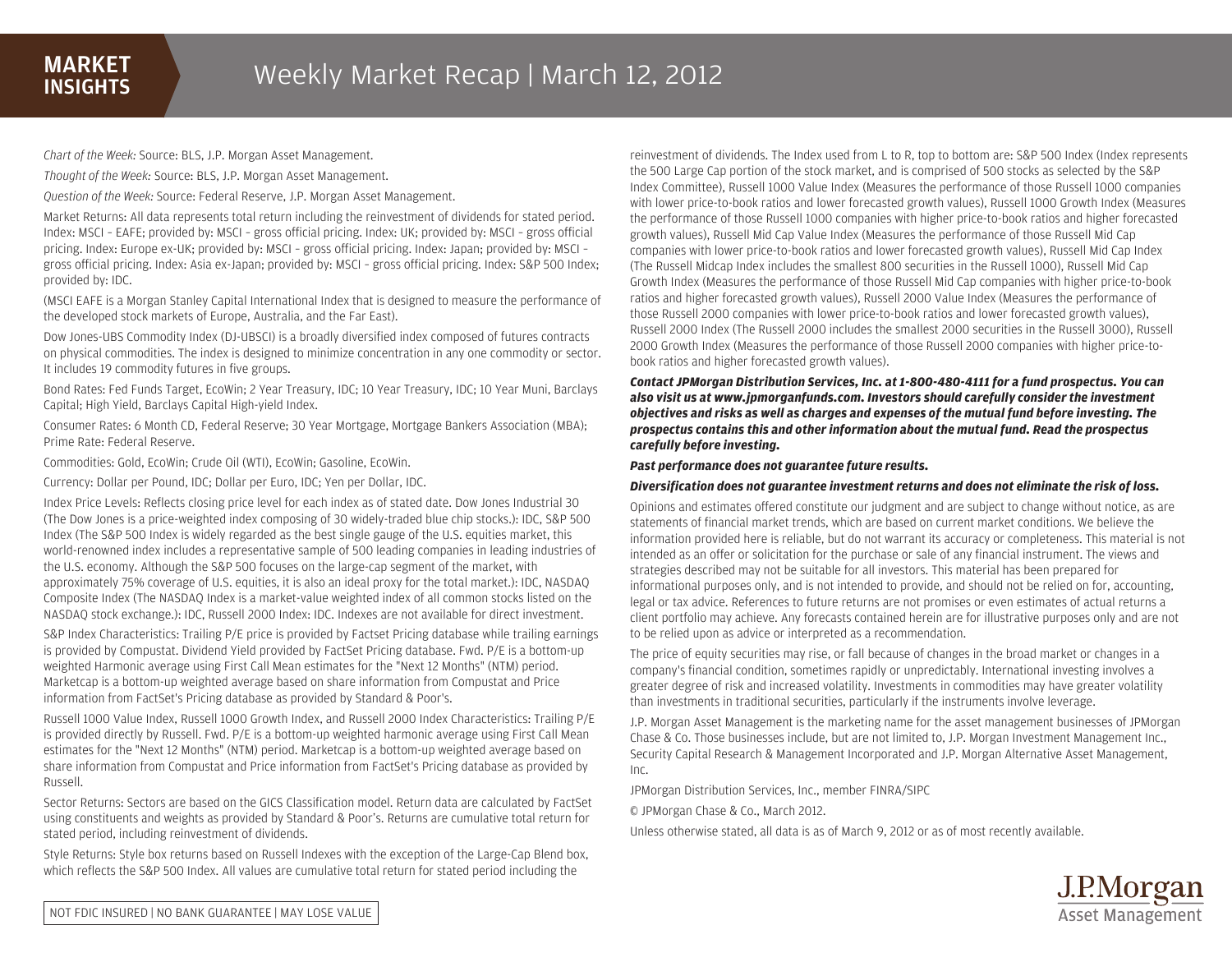# MARKET INSIGHTS

## Weekly Market Recap | March 12, 2012

*Chart of the Week:* Source: BLS, J.P. Morgan Asset Management.

*Thought of the Week:* Source: BLS, J.P. Morgan Asset Management.

*Question of the Week:* Source: Federal Reserve, J.P. Morgan Asset Management.

Market Returns: All data represents total return including the reinvestment of dividends for stated period. Index: MSCI – EAFE; provided by: MSCI – gross official pricing. Index: UK; provided by: MSCI – gross official pricing. Index: Europe ex-UK; provided by: MSCI – gross official pricing. Index: Japan; provided by: MSCI – gross official pricing. Index: Asia ex-Japan; provided by: MSCI – gross official pricing. Index: S&P 500 Index; provided by: IDC.

(MSCI EAFE is a Morgan Stanley Capital International Index that is designed to measure the performance of the developed stock markets of Europe, Australia, and the Far East).

Dow Jones-UBS Commodity Index (DJ-UBSCI) is a broadly diversified index composed of futures contracts on physical commodities. The index is designed to minimize concentration in any one commodity or sector. It includes 19 commodity futures in five groups.

Bond Rates: Fed Funds Target, EcoWin; 2 Year Treasury, IDC; 10 Year Treasury, IDC; 10 Year Muni, Barclays Capital; High Yield, Barclays Capital High-yield Index.

Consumer Rates: 6 Month CD, Federal Reserve; 30 Year Mortgage, Mortgage Bankers Association (MBA); Prime Rate: Federal Reserve.

Commodities: Gold, EcoWin; Crude Oil (WTI), EcoWin; Gasoline, EcoWin.

Currency: Dollar per Pound, IDC; Dollar per Euro, IDC; Yen per Dollar, IDC.

Index Price Levels: Reflects closing price level for each index as of stated date. Dow Jones Industrial 30 (The Dow Jones is a price-weighted index composing of 30 widely-traded blue chip stocks.): IDC, S&P 500 Index (The S&P 500 Index is widely regarded as the best single gauge of the U.S. equities market, this world-renowned index includes a representative sample of 500 leading companies in leading industries of the U.S. economy. Although the S&P 500 focuses on the large-cap segment of the market, with approximately 75% coverage of U.S. equities, it is also an ideal proxy for the total market.): IDC, NASDAQ Composite Index (The NASDAQ Index is a market-value weighted index of all common stocks listed on the NASDAQ stock exchange.): IDC, Russell 2000 Index: IDC. Indexes are not available for direct investment.

S&P Index Characteristics: Trailing P/E price is provided by Factset Pricing database while trailing earnings is provided by Compustat. Dividend Yield provided by FactSet Pricing database. Fwd. P/E is a bottom-up weighted Harmonic average using First Call Mean estimates for the "Next 12 Months" (NTM) period. Marketcap is a bottom-up weighted average based on share information from Compustat and Price information from FactSet's Pricing database as provided by Standard & Poor's.

Russell 1000 Value Index, Russell 1000 Growth Index, and Russell 2000 Index Characteristics: Trailing P/E is provided directly by Russell. Fwd. P/E is a bottom-up weighted harmonic average using First Call Mean estimates for the "Next 12 Months" (NTM) period. Marketcap is a bottom-up weighted average based on share information from Compustat and Price information from FactSet's Pricing database as provided by Russell.

Sector Returns: Sectors are based on the GICS Classification model. Return data are calculated by FactSet using constituents and weights as provided by Standard & Poor's. Returns are cumulative total return for stated period, including reinvestment of dividends.

Style Returns: Style box returns based on Russell Indexes with the exception of the Large-Cap Blend box, which reflects the S&P 500 Index. All values are cumulative total return for stated period including the reinvestment of dividends. The Index used from L to R, top to bottom are: S&P 500 Index (Index represents the 500 Large Cap portion of the stock market, and is comprised of 500 stocks as selected by the S&P Index Committee), Russell 1000 Value Index (Measures the performance of those Russell 1000 companies with lower price-to-book ratios and lower forecasted growth values), Russell 1000 Growth Index (Measures the performance of those Russell 1000 companies with higher price-to-book ratios and higher forecasted growth values), Russell Mid Cap Value Index (Measures the performance of those Russell Mid Cap companies with lower price-to-book ratios and lower forecasted growth values), Russell Mid Cap Index (The Russell Midcap Index includes the smallest 800 securities in the Russell 1000), Russell Mid Cap Growth Index (Measures the performance of those Russell Mid Cap companies with higher price-to-book ratios and higher forecasted growth values), Russell 2000 Value Index (Measures the performance of those Russell 2000 companies with lower price-to-book ratios and lower forecasted growth values), Russell 2000 Index (The Russell 2000 includes the smallest 2000 securities in the Russell 3000), Russell 2000 Growth Index (Measures the performance of those Russell 2000 companies with higher price-to-book ratios and higher forecasted growth values).

***Contact JPMorgan Distribution Services, Inc. at 1-800-480-4111 for a fund prospectus. You can also visit us at www.jpmorganfunds.com. Investors should carefully consider the investment objectives and risks as well as charges and expenses of the mutual fund before investing. The prospectus contains this and other information about the mutual fund. Read the prospectus carefully before investing.***

***Past performance does not guarantee future results.***

***Diversification does not guarantee investment returns and does not eliminate the risk of loss.***

Opinions and estimates offered constitute our judgment and are subject to change without notice, as are statements of financial market trends, which are based on current market conditions. We believe the information provided here is reliable, but do not warrant its accuracy or completeness. This material is not intended as an offer or solicitation for the purchase or sale of any financial instrument. The views and strategies described may not be suitable for all investors. This material has been prepared for informational purposes only, and is not intended to provide, and should not be relied on for, accounting, legal or tax advice. References to future returns are not promises or even estimates of actual returns a client portfolio may achieve. Any forecasts contained herein are for illustrative purposes only and are not to be relied upon as advice or interpreted as a recommendation.

The price of equity securities may rise, or fall because of changes in the broad market or changes in a company's financial condition, sometimes rapidly or unpredictably. International investing involves a greater degree of risk and increased volatility. Investments in commodities may have greater volatility than investments in traditional securities, particularly if the instruments involve leverage.

J.P. Morgan Asset Management is the marketing name for the asset management businesses of JPMorgan Chase & Co. Those businesses include, but are not limited to, J.P. Morgan Investment Management Inc., Security Capital Research & Management Incorporated and J.P. Morgan Alternative Asset Management, Inc.

JPMorgan Distribution Services, Inc., member FINRA/SIPC

© JPMorgan Chase & Co., March 2012.

Unless otherwise stated, all data is as of March 9, 2012 or as of most recently available.

NOT FDIC INSURED | NO BANK GUARANTEE | MAY LOSE VALUE

J.P.Morgan
Asset Management